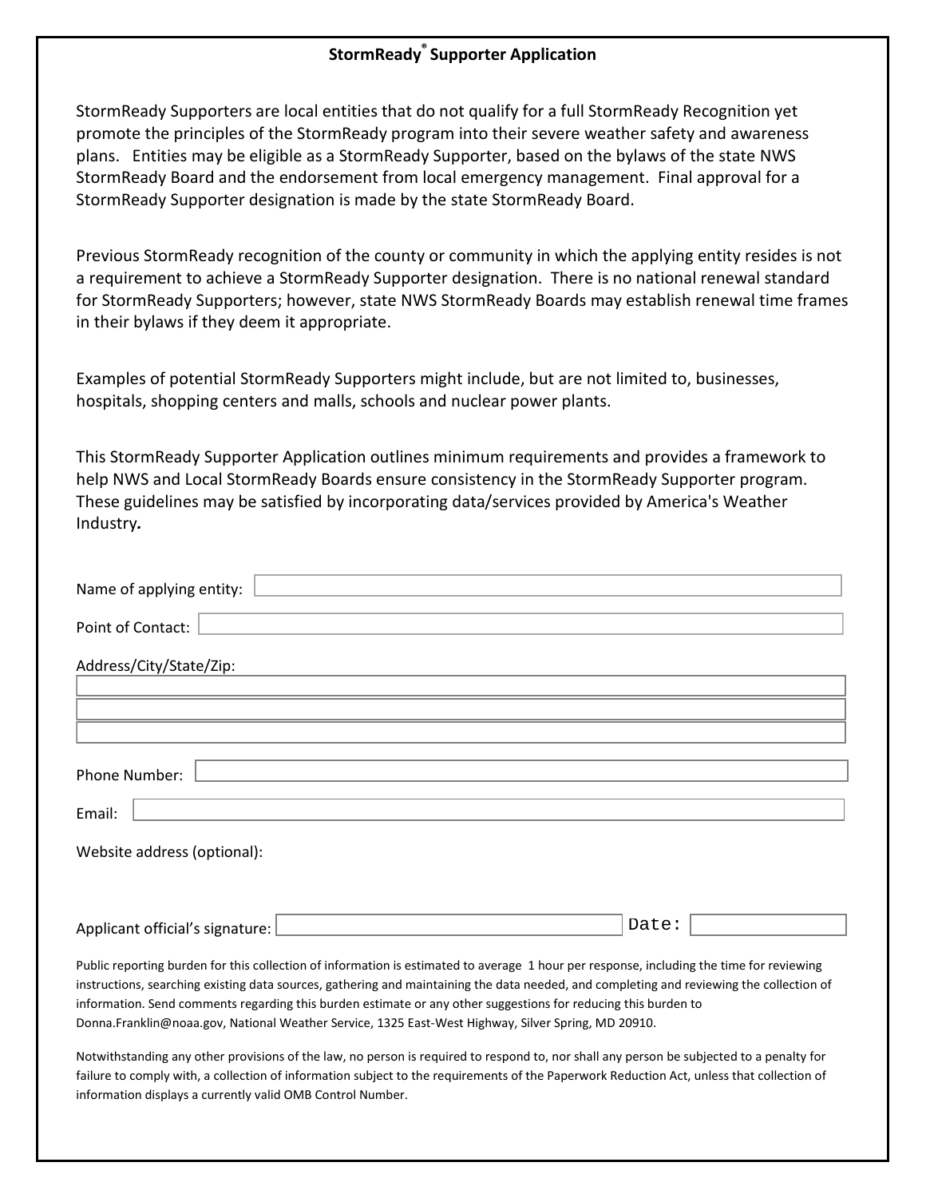# StormReady® Supporter Application

StormReady Supporters are local entities that do not qualify for a full StormReady Recognition yet promote the principles of the StormReady program into their severe weather safety and awareness plans. Entities may be eligible as a StormReady Supporter, based on the bylaws of the state NWS StormReady Board and the endorsement from local emergency management. Final approval for a StormReady Supporter designation is made by the state StormReady Board.

Previous StormReady recognition of the county or community in which the applying entity resides is not a requirement to achieve a StormReady Supporter designation. There is no national renewal standard for StormReady Supporters; however, state NWS StormReady Boards may establish renewal time frames in their bylaws if they deem it appropriate.

Examples of potential StormReady Supporters might include, but are not limited to, businesses, hospitals, shopping centers and malls, schools and nuclear power plants.

This StormReady Supporter Application outlines minimum requirements and provides a framework to help NWS and Local StormReady Boards ensure consistency in the StormReady Supporter program. These guidelines may be satisfied by incorporating data/services provided by America's Weather Industry***.***

Name of applying entity: ____________________

Point of Contact: ____________________

Address/City/State/Zip:

____________________

____________________

____________________

Phone Number: ____________________

Email: ____________________

Website address (optional):

Applicant official's signature: ____________________ Date: __________

Public reporting burden for this collection of information is estimated to average 1 hour per response, including the time for reviewing instructions, searching existing data sources, gathering and maintaining the data needed, and completing and reviewing the collection of information. Send comments regarding this burden estimate or any other suggestions for reducing this burden to Donna.Franklin@noaa.gov, National Weather Service, 1325 East-West Highway, Silver Spring, MD 20910.

Notwithstanding any other provisions of the law, no person is required to respond to, nor shall any person be subjected to a penalty for failure to comply with, a collection of information subject to the requirements of the Paperwork Reduction Act, unless that collection of information displays a currently valid OMB Control Number.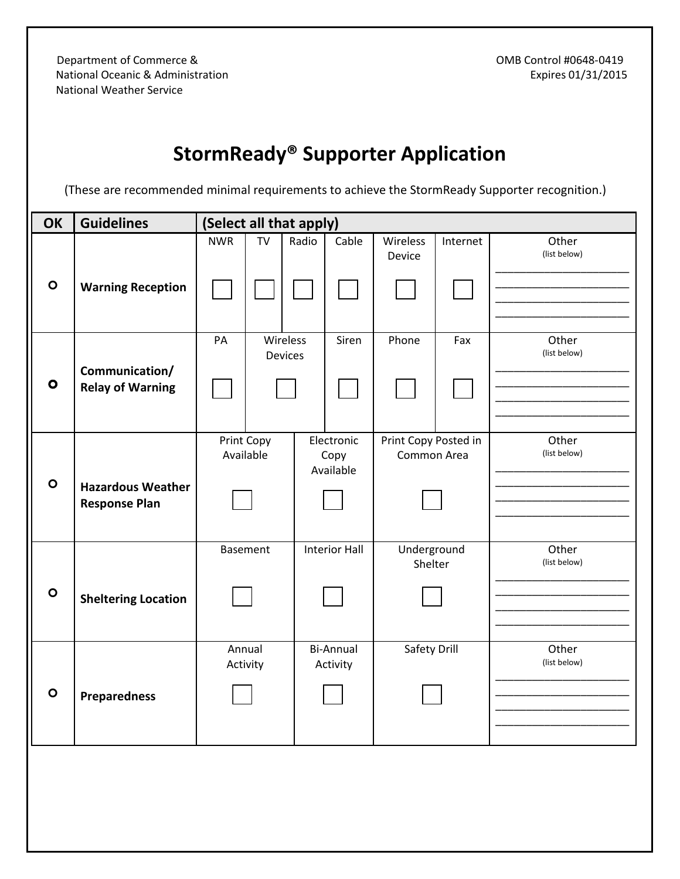Department of Commerce &
National Oceanic & Administration
National Weather Service

OMB Control #0648-0419
Expires 01/31/2015

# StormReady® Supporter Application

(These are recommended minimal requirements to achieve the StormReady Supporter recognition.)

| OK | Guidelines | (Select all that apply) | | | | | | |
|---|---|---|---|---|---|---|---|---|
| ○ | **Warning Reception** | NWR ☐ | TV ☐ | Radio ☐ | Cable ☐ | Wireless Device ☐ | Internet ☐ | Other (list below) ______ ______ ______ ______ |
| ○ | **Communication/ Relay of Warning** | PA ☐ | Wireless Devices ☐ | | Siren ☐ | Phone ☐ | Fax ☐ | Other (list below) ______ ______ ______ ______ |
| ○ | **Hazardous Weather Response Plan** | Print Copy Available ☐ | | Electronic Copy Available ☐ | | Print Copy Posted in Common Area ☐ | | Other (list below) ______ ______ ______ ______ |
| ○ | **Sheltering Location** | Basement ☐ | | Interior Hall ☐ | | Underground Shelter ☐ | | Other (list below) ______ ______ ______ ______ |
| ○ | **Preparedness** | Annual Activity ☐ | | Bi-Annual Activity ☐ | | Safety Drill ☐ | | Other (list below) ______ ______ ______ ______ |